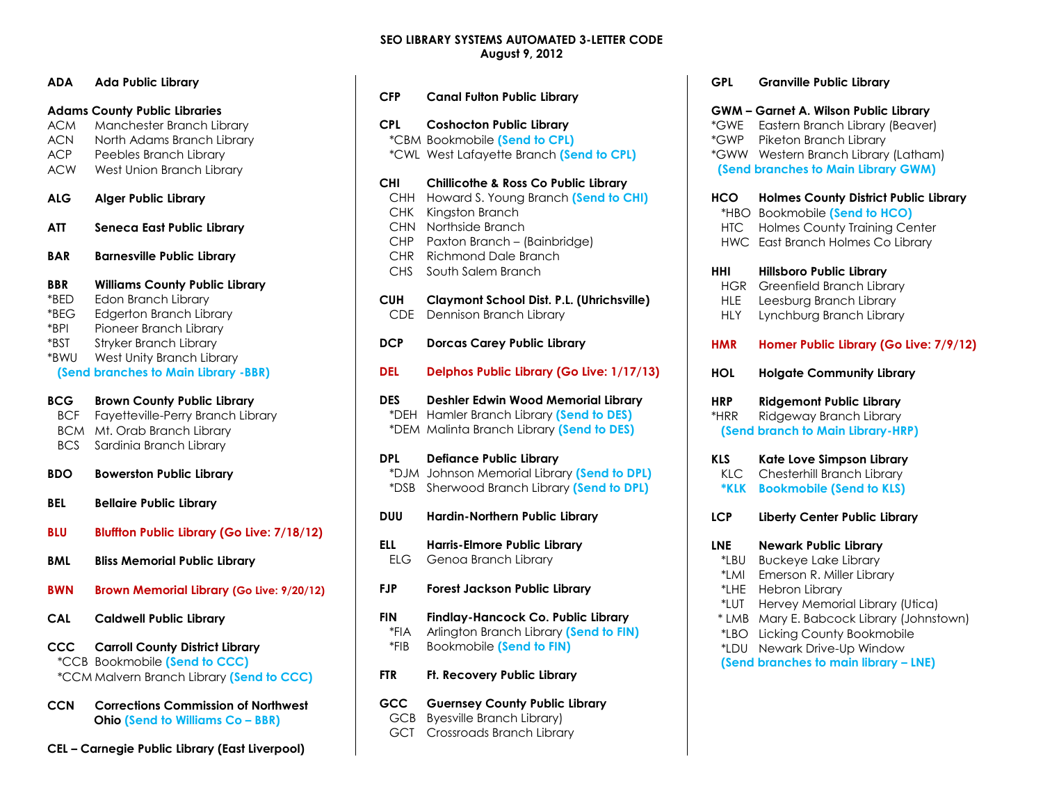**SEO LIBRARY SYSTEMS AUTOMATED 3-LETTER CODE**
**August 9, 2012**

**ADA** **Ada Public Library**

**Adams County Public Libraries**
ACM Manchester Branch Library
ACN North Adams Branch Library
ACP Peebles Branch Library
ACW West Union Branch Library

**ALG** **Alger Public Library**

**ATT** **Seneca East Public Library**

**BAR** **Barnesville Public Library**

**BBR** **Williams County Public Library**
*BED Edon Branch Library
*BEG Edgerton Branch Library
*BPI Pioneer Branch Library
*BST Stryker Branch Library
*BWU West Unity Branch Library
**(Send branches to Main Library -BBR)**

**BCG** **Brown County Public Library**
BCF Fayetteville-Perry Branch Library
BCM Mt. Orab Branch Library
BCS Sardinia Branch Library

**BDO** **Bowerston Public Library**

**BEL** **Bellaire Public Library**

**BLU** **Bluffton Public Library (Go Live: 7/18/12)**

**BML** **Bliss Memorial Public Library**

**BWN** **Brown Memorial Library (Go Live: 9/20/12)**

**CAL** **Caldwell Public Library**

**CCC** **Carroll County District Library**
*CCB Bookmobile **(Send to CCC)**
*CCM Malvern Branch Library **(Send to CCC)**

**CCN** **Corrections Commission of Northwest Ohio** **(Send to Williams Co – BBR)**

**CEL – Carnegie Public Library (East Liverpool)**

**CFP** **Canal Fulton Public Library**

**CPL** **Coshocton Public Library**
*CBM Bookmobile **(Send to CPL)**
*CWL West Lafayette Branch **(Send to CPL)**

**CHI** **Chillicothe & Ross Co Public Library**
CHH Howard S. Young Branch **(Send to CHI)**
CHK Kingston Branch
CHN Northside Branch
CHP Paxton Branch – (Bainbridge)
CHR Richmond Dale Branch
CHS South Salem Branch

**CUH** **Claymont School Dist. P.L. (Uhrichsville)**
CDE Dennison Branch Library

**DCP** **Dorcas Carey Public Library**

**DEL** **Delphos Public Library (Go Live: 1/17/13)**

**DES** **Deshler Edwin Wood Memorial Library**
*DEH Hamler Branch Library **(Send to DES)**
*DEM Malinta Branch Library **(Send to DES)**

**DPL** **Defiance Public Library**
*DJM Johnson Memorial Library **(Send to DPL)**
*DSB Sherwood Branch Library **(Send to DPL)**

**DUU** **Hardin-Northern Public Library**

**ELL** **Harris-Elmore Public Library**
ELG Genoa Branch Library

**FJP** **Forest Jackson Public Library**

**FIN** **Findlay-Hancock Co. Public Library**
*FIA Arlington Branch Library **(Send to FIN)**
*FIB Bookmobile **(Send to FIN)**

**FTR** **Ft. Recovery Public Library**

**GCC** **Guernsey County Public Library**
GCB Byesville Branch Library)
GCT Crossroads Branch Library

**GPL** **Granville Public Library**

**GWM – Garnet A. Wilson Public Library**
*GWE Eastern Branch Library (Beaver)
*GWP Piketon Branch Library
*GWW Western Branch Library (Latham)
**(Send branches to Main Library GWM)**

**HCO** **Holmes County District Public Library**
*HBO Bookmobile **(Send to HCO)**
HTC Holmes County Training Center
HWC East Branch Holmes Co Library

**HHI** **Hillsboro Public Library**
HGR Greenfield Branch Library
HLE Leesburg Branch Library
HLY Lynchburg Branch Library

**HMR** **Homer Public Library (Go Live: 7/9/12)**

**HOL** **Holgate Community Library**

**HRP** **Ridgemont Public Library**
*HRR Ridgeway Branch Library
**(Send branch to Main Library-HRP)**

**KLS** **Kate Love Simpson Library**
KLC Chesterhill Branch Library
**\*KLK Bookmobile (Send to KLS)**

**LCP** **Liberty Center Public Library**

**LNE** **Newark Public Library**
*LBU Buckeye Lake Library
*LMI Emerson R. Miller Library
*LHE Hebron Library
*LUT Hervey Memorial Library (Utica)
* LMB Mary E. Babcock Library (Johnstown)
*LBO Licking County Bookmobile
*LDU Newark Drive-Up Window
**(Send branches to main library – LNE)**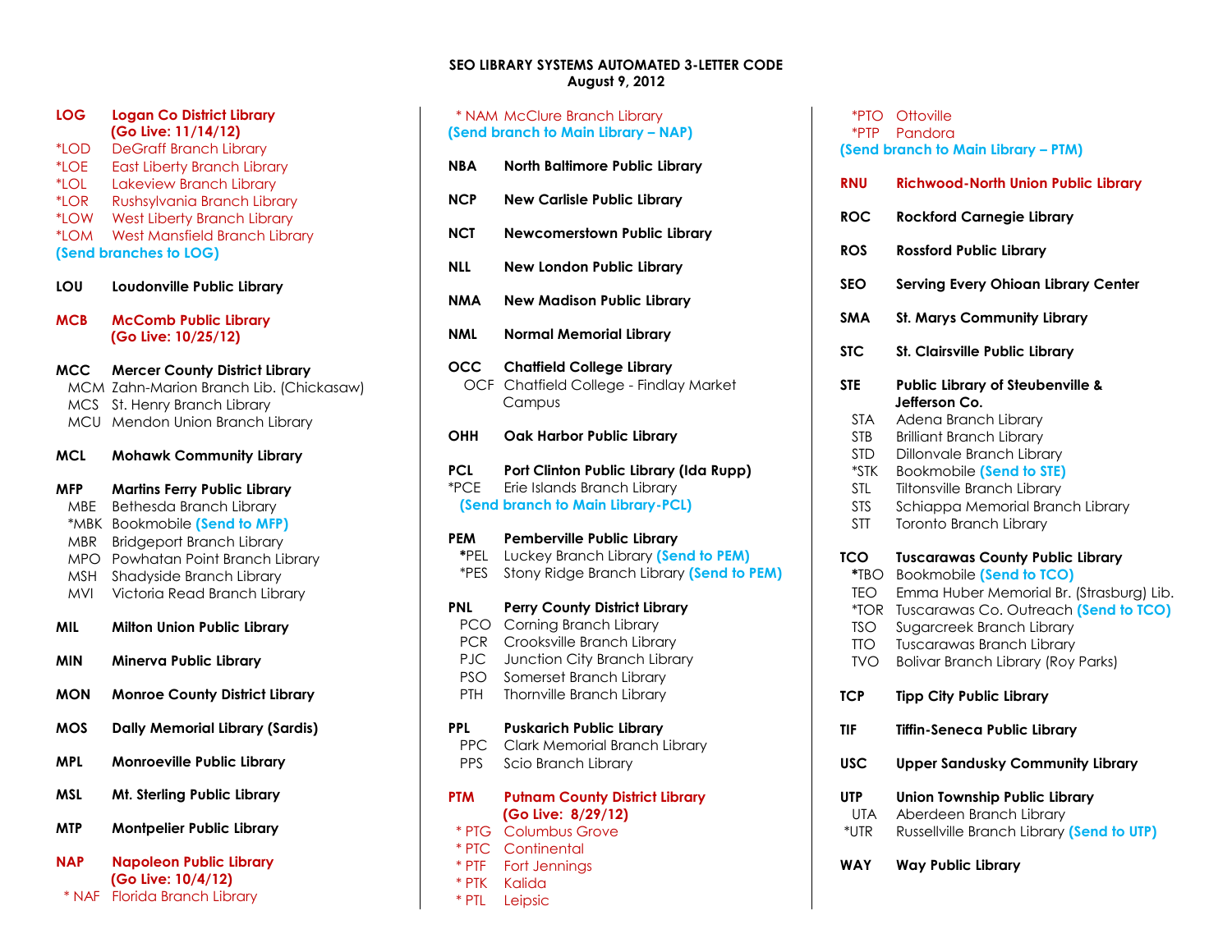**SEO LIBRARY SYSTEMS AUTOMATED 3-LETTER CODE**
**August 9, 2012**

**LOG** **Logan Co District Library**
**(Go Live: 11/14/12)**
*LOD DeGraff Branch Library
*LOE East Liberty Branch Library
*LOL Lakeview Branch Library
*LOR Rushsylvania Branch Library
*LOW West Liberty Branch Library
*LOM West Mansfield Branch Library
**(Send branches to LOG)**

**LOU** **Loudonville Public Library**

**MCB** **McComb Public Library**
**(Go Live: 10/25/12)**

**MCC** **Mercer County District Library**
MCM Zahn-Marion Branch Lib. (Chickasaw)
MCS St. Henry Branch Library
MCU Mendon Union Branch Library

**MCL** **Mohawk Community Library**

**MFP** **Martins Ferry Public Library**
MBE Bethesda Branch Library
*MBK Bookmobile **(Send to MFP)**
MBR Bridgeport Branch Library
MPO Powhatan Point Branch Library
MSH Shadyside Branch Library
MVI Victoria Read Branch Library

**MIL** **Milton Union Public Library**

**MIN** **Minerva Public Library**

**MON** **Monroe County District Library**

**MOS** **Dally Memorial Library (Sardis)**

**MPL** **Monroeville Public Library**

**MSL** **Mt. Sterling Public Library**

**MTP** **Montpelier Public Library**

**NAP** **Napoleon Public Library**
**(Go Live: 10/4/12)**
*NAF Florida Branch Library
*NAM McClure Branch Library
**(Send branch to Main Library – NAP)**

**NBA** **North Baltimore Public Library**

**NCP** **New Carlisle Public Library**

**NCT** **Newcomerstown Public Library**

**NLL** **New London Public Library**

**NMA** **New Madison Public Library**

**NML** **Normal Memorial Library**

**OCC** **Chatfield College Library**
OCF Chatfield College - Findlay Market Campus

**OHH** **Oak Harbor Public Library**

**PCL** **Port Clinton Public Library (Ida Rupp)**
*PCE Erie Islands Branch Library
**(Send branch to Main Library-PCL)**

**PEM** **Pemberville Public Library**
*PEL Luckey Branch Library **(Send to PEM)**
*PES Stony Ridge Branch Library **(Send to PEM)**

**PNL** **Perry County District Library**
PCO Corning Branch Library
PCR Crooksville Branch Library
PJC Junction City Branch Library
PSO Somerset Branch Library
PTH Thornville Branch Library

**PPL** **Puskarich Public Library**
PPC Clark Memorial Branch Library
PPS Scio Branch Library

**PTM** **Putnam County District Library**
**(Go Live: 8/29/12)**
*PTG Columbus Grove
*PTC Continental
*PTF Fort Jennings
*PTK Kalida
*PTL Leipsic
*PTO Ottoville
*PTP Pandora
**(Send branch to Main Library – PTM)**

**RNU** **Richwood-North Union Public Library**

**ROC** **Rockford Carnegie Library**

**ROS** **Rossford Public Library**

**SEO** **Serving Every Ohioan Library Center**

**SMA** **St. Marys Community Library**

**STC** **St. Clairsville Public Library**

**STE** **Public Library of Steubenville & Jefferson Co.**
STA Adena Branch Library
STB Brilliant Branch Library
STD Dillonvale Branch Library
*STK Bookmobile **(Send to STE)**
STL Tiltonsville Branch Library
STS Schiappa Memorial Branch Library
STT Toronto Branch Library

**TCO** **Tuscarawas County Public Library**
*TBO Bookmobile **(Send to TCO)**
TEO Emma Huber Memorial Br. (Strasburg) Lib.
*TOR Tuscarawas Co. Outreach **(Send to TCO)**
TSO Sugarcreek Branch Library
TTO Tuscarawas Branch Library
TVO Bolivar Branch Library (Roy Parks)

**TCP** **Tipp City Public Library**

**TIF** **Tiffin-Seneca Public Library**

**USC** **Upper Sandusky Community Library**

**UTP** **Union Township Public Library**
UTA Aberdeen Branch Library
*UTR Russellville Branch Library **(Send to UTP)**

**WAY** **Way Public Library**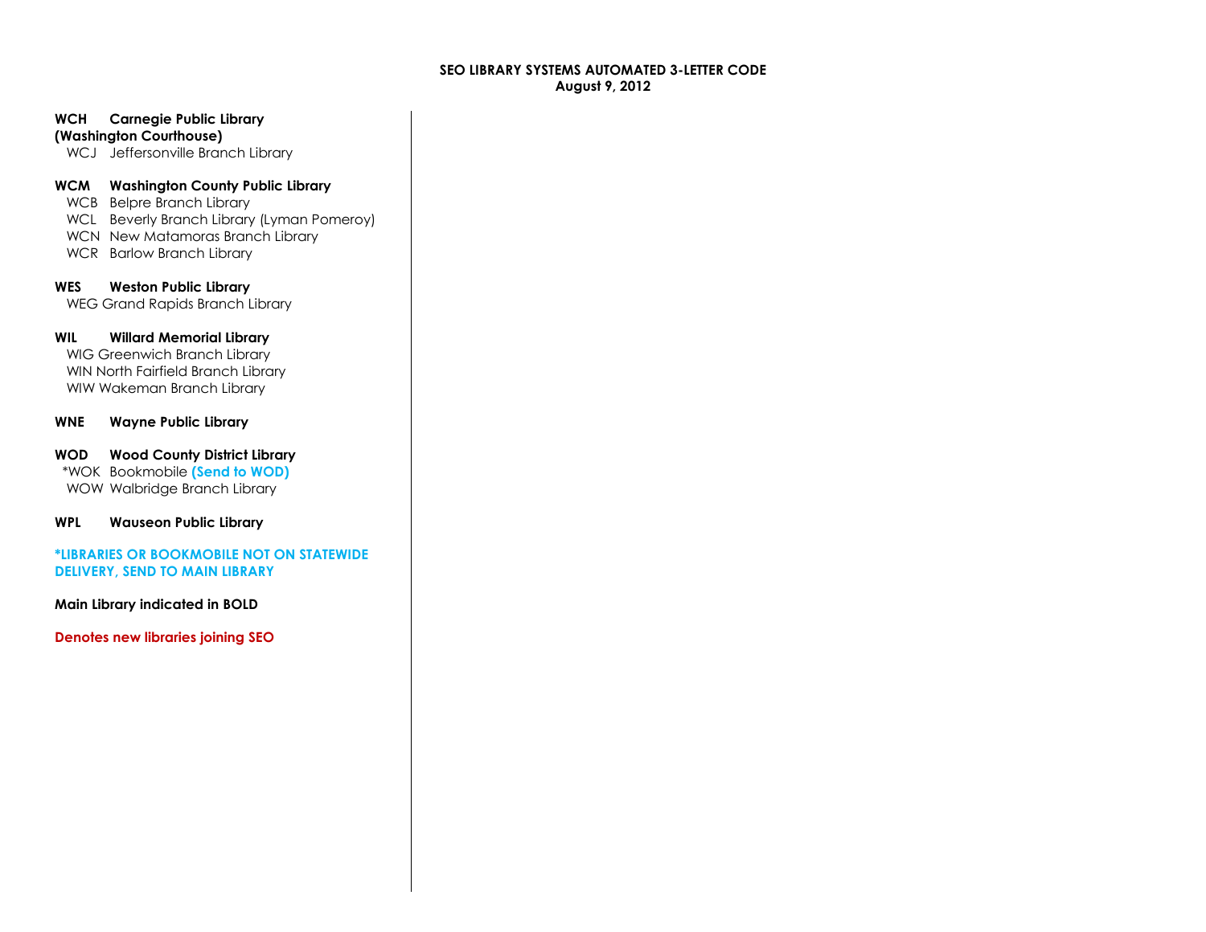**SEO LIBRARY SYSTEMS AUTOMATED 3-LETTER CODE**
**August 9, 2012**

**WCH Carnegie Public Library (Washington Courthouse)**
WCJ Jeffersonville Branch Library

**WCM Washington County Public Library**
WCB Belpre Branch Library
WCL Beverly Branch Library (Lyman Pomeroy)
WCN New Matamoras Branch Library
WCR Barlow Branch Library

**WES Weston Public Library**
WEG Grand Rapids Branch Library

**WIL Willard Memorial Library**
WIG Greenwich Branch Library
WIN North Fairfield Branch Library
WIW Wakeman Branch Library

**WNE Wayne Public Library**

**WOD Wood County District Library**
*WOK Bookmobile **(Send to WOD)**
WOW Walbridge Branch Library

**WPL Wauseon Public Library**

***LIBRARIES OR BOOKMOBILE NOT ON STATEWIDE DELIVERY, SEND TO MAIN LIBRARY**

**Main Library indicated in BOLD**

**Denotes new libraries joining SEO**